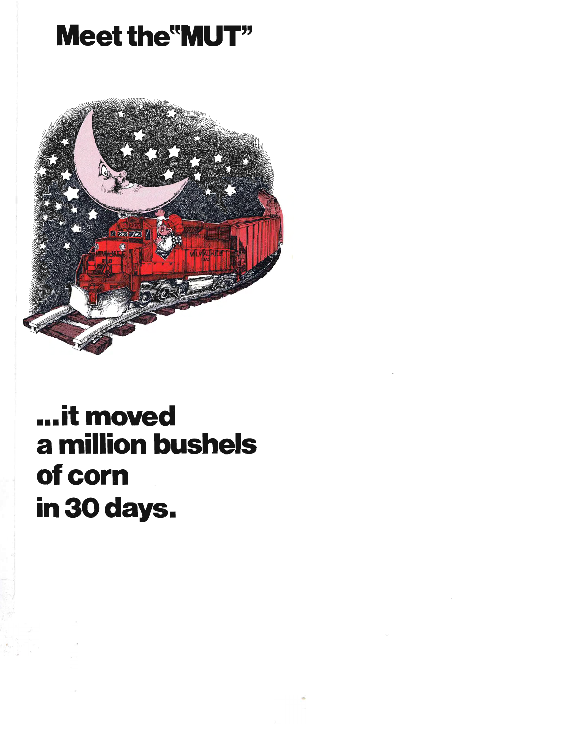# Meet the "MUT"

**...it moved a million bushels of corn in 30 days.**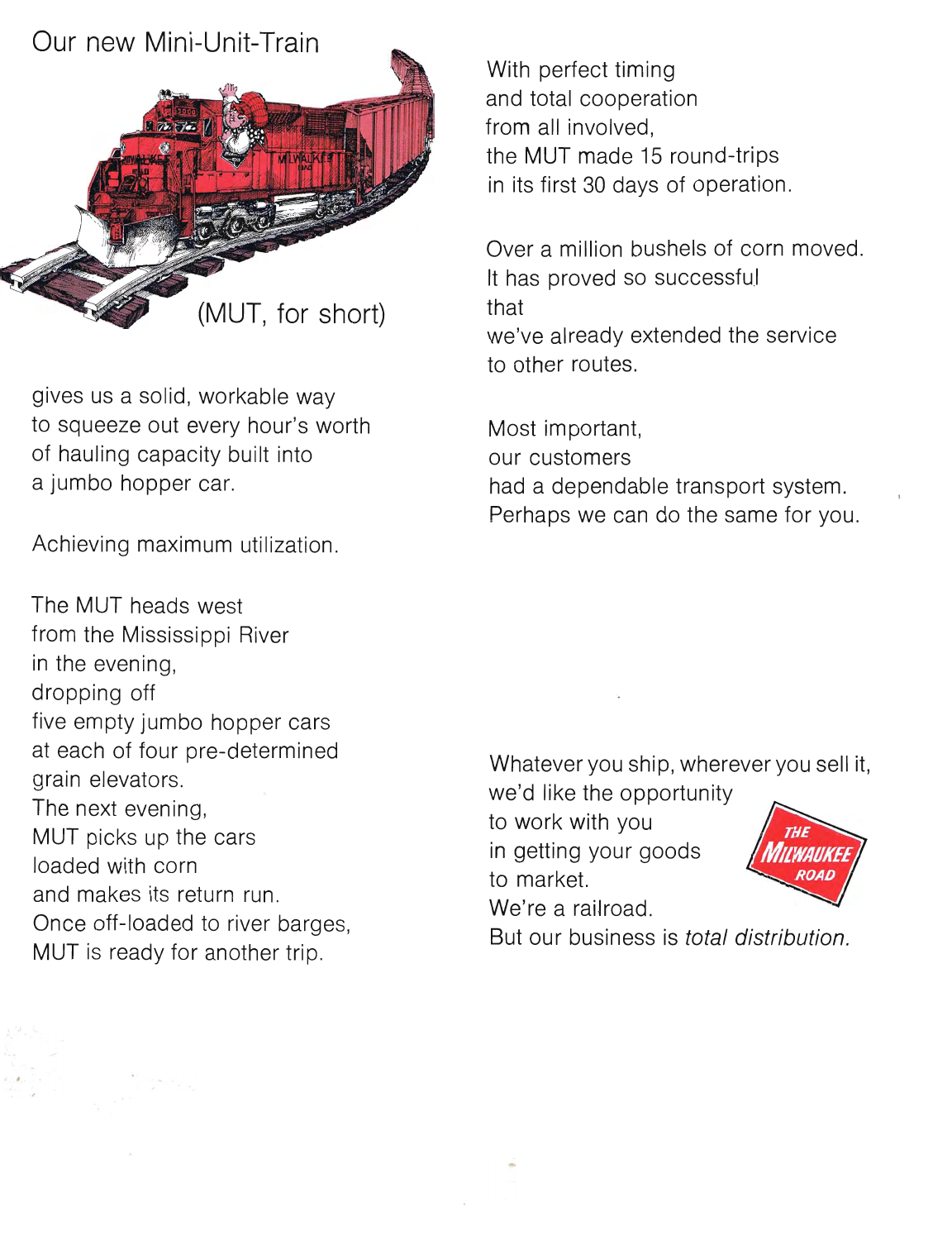Our new Mini-Unit-Train

(MUT, for short)

gives us a solid, workable way
to squeeze out every hour's worth
of hauling capacity built into
a jumbo hopper car.

Achieving maximum utilization.

The MUT heads west
from the Mississippi River
in the evening,
dropping off
five empty jumbo hopper cars
at each of four pre-determined
grain elevators.
The next evening,
MUT picks up the cars
loaded with corn
and makes its return run.
Once off-loaded to river barges,
MUT is ready for another trip.

With perfect timing
and total cooperation
from all involved,
the MUT made 15 round-trips
in its first 30 days of operation.

Over a million bushels of corn moved.
It has proved so successful
that
we've already extended the service
to other routes.

Most important,
our customers
had a dependable transport system.
Perhaps we can do the same for you.

Whatever you ship, wherever you sell it,
we'd like the opportunity
to work with you
in getting your goods
to market.
We're a railroad.
But our business is *total distribution.*

THE MILWAUKEE ROAD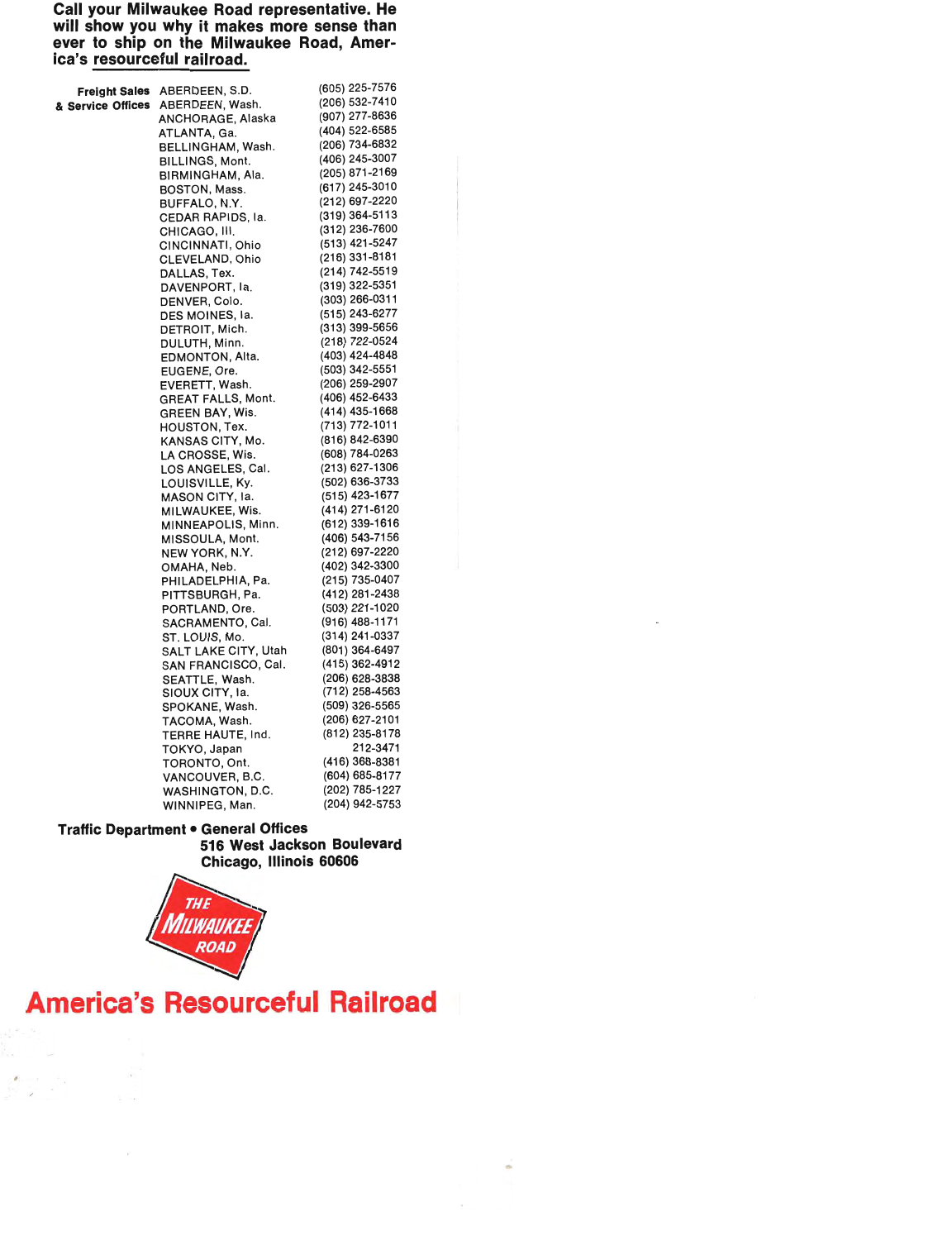**Call your Milwaukee Road representative. He will show you why it makes more sense than ever to ship on the Milwaukee Road, America's resourceful railroad.**

| Freight Sales & Service Offices | | |
| --- | --- | --- |
| | ABERDEEN, S.D. | (605) 225-7576 |
| | ABERDEEN, Wash. | (206) 532-7410 |
| | ANCHORAGE, Alaska | (907) 277-8636 |
| | ATLANTA, Ga. | (404) 522-6585 |
| | BELLINGHAM, Wash. | (206) 734-6832 |
| | BILLINGS, Mont. | (406) 245-3007 |
| | BIRMINGHAM, Ala. | (205) 871-2169 |
| | BOSTON, Mass. | (617) 245-3010 |
| | BUFFALO, N.Y. | (212) 697-2220 |
| | CEDAR RAPIDS, Ia. | (319) 364-5113 |
| | CHICAGO, Ill. | (312) 236-7600 |
| | CINCINNATI, Ohio | (513) 421-5247 |
| | CLEVELAND, Ohio | (216) 331-8181 |
| | DALLAS, Tex. | (214) 742-5519 |
| | DAVENPORT, Ia. | (319) 322-5351 |
| | DENVER, Colo. | (303) 266-0311 |
| | DES MOINES, Ia. | (515) 243-6277 |
| | DETROIT, Mich. | (313) 399-5656 |
| | DULUTH, Minn. | (218) 722-0524 |
| | EDMONTON, Alta. | (403) 424-4848 |
| | EUGENE, Ore. | (503) 342-5551 |
| | EVERETT, Wash. | (206) 259-2907 |
| | GREAT FALLS, Mont. | (406) 452-6433 |
| | GREEN BAY, Wis. | (414) 435-1668 |
| | HOUSTON, Tex. | (713) 772-1011 |
| | KANSAS CITY, Mo. | (816) 842-6390 |
| | LA CROSSE, Wis. | (608) 784-0263 |
| | LOS ANGELES, Cal. | (213) 627-1306 |
| | LOUISVILLE, Ky. | (502) 636-3733 |
| | MASON CITY, Ia. | (515) 423-1677 |
| | MILWAUKEE, Wis. | (414) 271-6120 |
| | MINNEAPOLIS, Minn. | (612) 339-1616 |
| | MISSOULA, Mont. | (406) 543-7156 |
| | NEW YORK, N.Y. | (212) 697-2220 |
| | OMAHA, Neb. | (402) 342-3300 |
| | PHILADELPHIA, Pa. | (215) 735-0407 |
| | PITTSBURGH, Pa. | (412) 281-2438 |
| | PORTLAND, Ore. | (503) 221-1020 |
| | SACRAMENTO, Cal. | (916) 488-1171 |
| | ST. LOUIS, Mo. | (314) 241-0337 |
| | SALT LAKE CITY, Utah | (801) 364-6497 |
| | SAN FRANCISCO, Cal. | (415) 362-4912 |
| | SEATTLE, Wash. | (206) 628-3838 |
| | SIOUX CITY, Ia. | (712) 258-4563 |
| | SPOKANE, Wash. | (509) 326-5565 |
| | TACOMA, Wash. | (206) 627-2101 |
| | TERRE HAUTE, Ind. | (812) 235-8178 |
| | TOKYO, Japan | 212-3471 |
| | TORONTO, Ont. | (416) 368-8381 |
| | VANCOUVER, B.C. | (604) 685-8177 |
| | WASHINGTON, D.C. | (202) 785-1227 |
| | WINNIPEG, Man. | (204) 942-5753 |

**Traffic Department • General Offices**
**516 West Jackson Boulevard**
**Chicago, Illinois 60606**

THE MILWAUKEE ROAD

# America's Resourceful Railroad